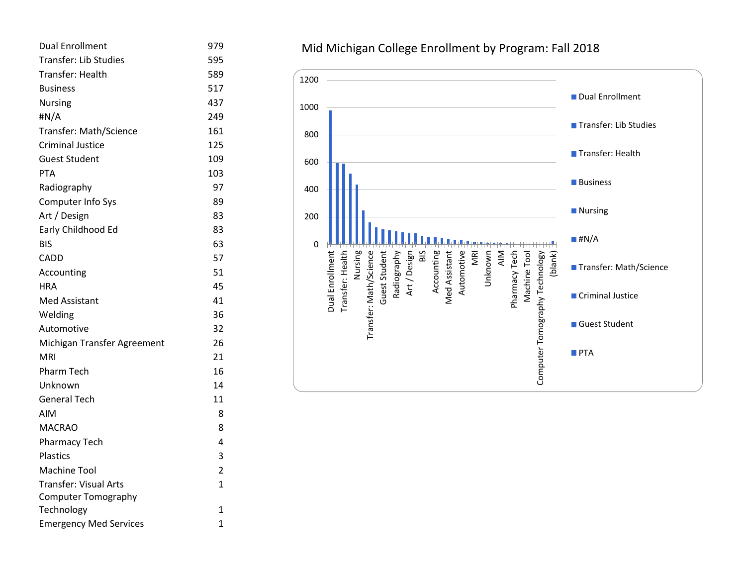| Program | Enrollment |
|---|---|
| Dual Enrollment | 979 |
| Transfer: Lib Studies | 595 |
| Transfer: Health | 589 |
| Business | 517 |
| Nursing | 437 |
| #N/A | 249 |
| Transfer: Math/Science | 161 |
| Criminal Justice | 125 |
| Guest Student | 109 |
| PTA | 103 |
| Radiography | 97 |
| Computer Info Sys | 89 |
| Art / Design | 83 |
| Early Childhood Ed | 83 |
| BIS | 63 |
| CADD | 57 |
| Accounting | 51 |
| HRA | 45 |
| Med Assistant | 41 |
| Welding | 36 |
| Automotive | 32 |
| Michigan Transfer Agreement | 26 |
| MRI | 21 |
| Pharm Tech | 16 |
| Unknown | 14 |
| General Tech | 11 |
| AIM | 8 |
| MACRAO | 8 |
| Pharmacy Tech | 4 |
| Plastics | 3 |
| Machine Tool | 2 |
| Transfer: Visual Arts | 1 |
| Computer Tomography Technology | 1 |
| Emergency Med Services | 1 |

## Mid Michigan College Enrollment by Program: Fall 2018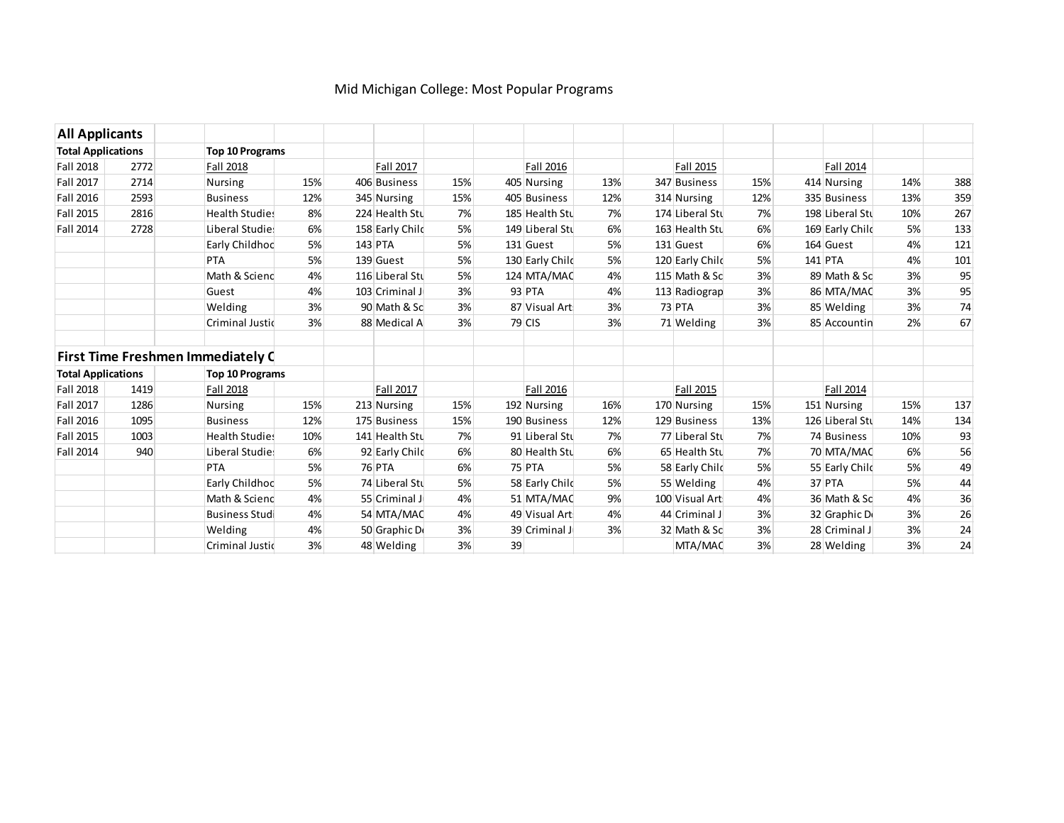# Mid Michigan College: Most Popular Programs

| All Applicants | | | | | | | | | | | | | | | | | |
|---|---|---|---|---|---|---|---|---|---|---|---|---|---|---|---|---|---|
| **Total Applications** | | | **Top 10 Programs** | | | | | | | | | | | | | | |
| Fall 2018 | 2772 | | Fall 2018 | | | Fall 2017 | | | Fall 2016 | | | Fall 2015 | | | Fall 2014 | | |
| Fall 2017 | 2714 | | Nursing | 15% | 406 | Business | 15% | 405 | Nursing | 13% | 347 | Business | 15% | 414 | Nursing | 14% | 388 |
| Fall 2016 | 2593 | | Business | 12% | 345 | Nursing | 15% | 405 | Business | 12% | 314 | Nursing | 12% | 335 | Business | 13% | 359 |
| Fall 2015 | 2816 | | Health Studie | 8% | 224 | Health Stu | 7% | 185 | Health Stu | 7% | 174 | Liberal Stu | 7% | 198 | Liberal Stu | 10% | 267 |
| Fall 2014 | 2728 | | Liberal Studie | 6% | 158 | Early Child | 5% | 149 | Liberal Stu | 6% | 163 | Health Stu | 6% | 169 | Early Child | 5% | 133 |
| | | | Early Childhoc | 5% | 143 | PTA | 5% | 131 | Guest | 5% | 131 | Guest | 6% | 164 | Guest | 4% | 121 |
| | | | PTA | 5% | 139 | Guest | 5% | 130 | Early Child | 5% | 120 | Early Child | 5% | 141 | PTA | 4% | 101 |
| | | | Math & Scienc | 4% | 116 | Liberal Stu | 5% | 124 | MTA/MAC | 4% | 115 | Math & Sc | 3% | 89 | Math & Sc | 3% | 95 |
| | | | Guest | 4% | 103 | Criminal J | 3% | 93 | PTA | 4% | 113 | Radiograp | 3% | 86 | MTA/MAC | 3% | 95 |
| | | | Welding | 3% | 90 | Math & Sc | 3% | 87 | Visual Art | 3% | 73 | PTA | 3% | 85 | Welding | 3% | 74 |
| | | | Criminal Justic | 3% | 88 | Medical A | 3% | 79 | CIS | 3% | 71 | Welding | 3% | 85 | Accountin | 2% | 67 |

| First Time Freshmen Immediately C | | | | | | | | | | | | | | | | | |
|---|---|---|---|---|---|---|---|---|---|---|---|---|---|---|---|---|---|
| **Total Applications** | | | **Top 10 Programs** | | | | | | | | | | | | | | |
| Fall 2018 | 1419 | | Fall 2018 | | | Fall 2017 | | | Fall 2016 | | | Fall 2015 | | | Fall 2014 | | |
| Fall 2017 | 1286 | | Nursing | 15% | 213 | Nursing | 15% | 192 | Nursing | 16% | 170 | Nursing | 15% | 151 | Nursing | 15% | 137 |
| Fall 2016 | 1095 | | Business | 12% | 175 | Business | 15% | 190 | Business | 12% | 129 | Business | 13% | 126 | Liberal Stu | 14% | 134 |
| Fall 2015 | 1003 | | Health Studie | 10% | 141 | Health Stu | 7% | 91 | Liberal Stu | 7% | 77 | Liberal Stu | 7% | 74 | Business | 10% | 93 |
| Fall 2014 | 940 | | Liberal Studie | 6% | 92 | Early Child | 6% | 80 | Health Stu | 6% | 65 | Health Stu | 7% | 70 | MTA/MAC | 6% | 56 |
| | | | PTA | 5% | 76 | PTA | 6% | 75 | PTA | 5% | 58 | Early Child | 5% | 55 | Early Child | 5% | 49 |
| | | | Early Childhoc | 5% | 74 | Liberal Stu | 5% | 58 | Early Child | 5% | 55 | Welding | 4% | 37 | PTA | 5% | 44 |
| | | | Math & Scienc | 4% | 55 | Criminal J | 4% | 51 | MTA/MAC | 9% | 100 | Visual Art | 4% | 36 | Math & Sc | 4% | 36 |
| | | | Business Studi | 4% | 54 | MTA/MAC | 4% | 49 | Visual Art | 4% | 44 | Criminal J | 3% | 32 | Graphic D | 3% | 26 |
| | | | Welding | 4% | 50 | Graphic D | 3% | 39 | Criminal J | 3% | 32 | Math & Sc | 3% | 28 | Criminal J | 3% | 24 |
| | | | Criminal Justic | 3% | 48 | Welding | 3% | 39 | | | | MTA/MAC | 3% | 28 | Welding | 3% | 24 |